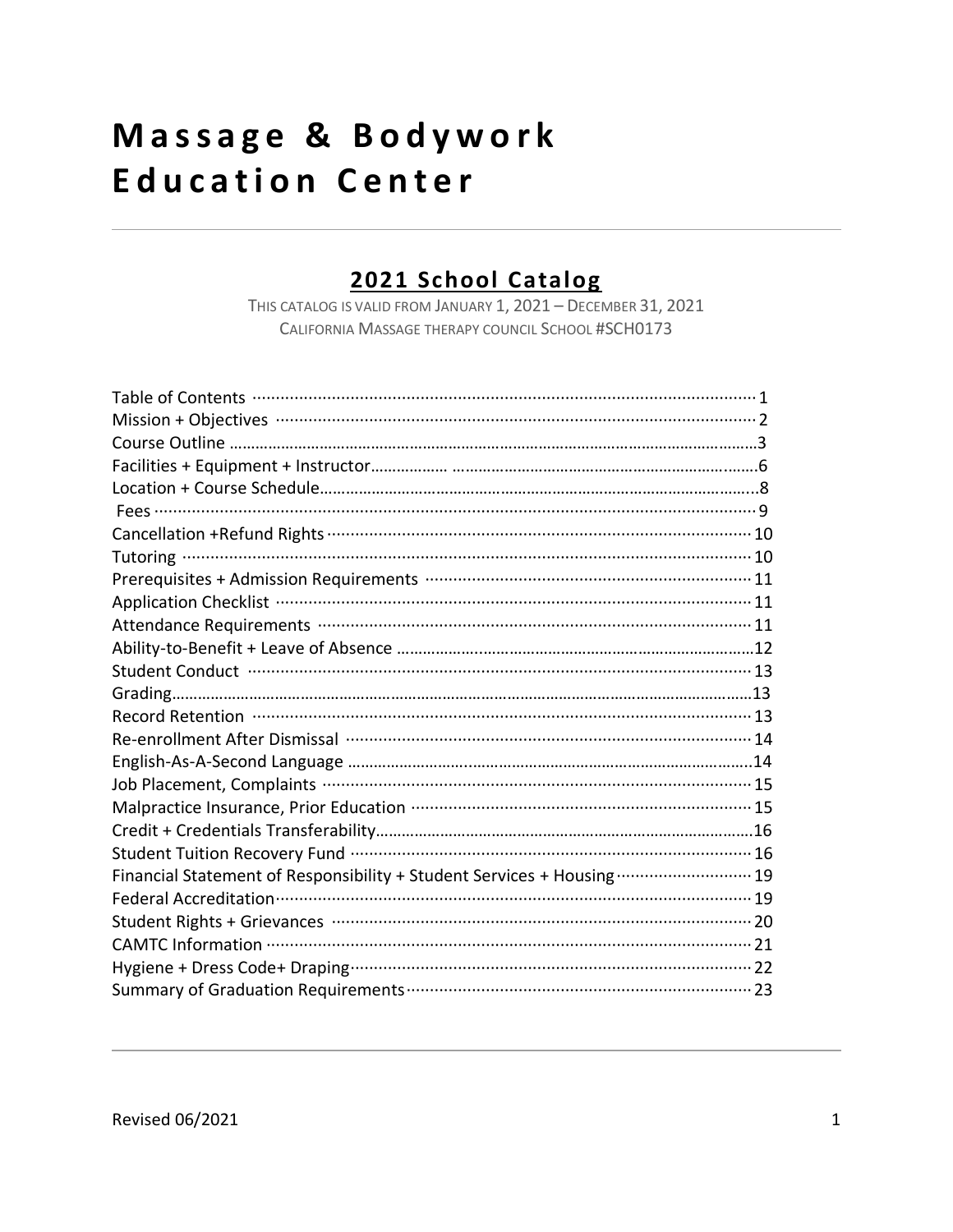# Massage & Bodywork Education Center

## 2021 School Catalog

THIS CATALOG IS VALID FROM JANUARY 1, 2021 – DECEMBER 31, 2021
CALIFORNIA MASSAGE THERAPY COUNCIL SCHOOL #SCH0173

| | |
|---|---|
| Table of Contents | 1 |
| Mission + Objectives | 2 |
| Course Outline | 3 |
| Facilities + Equipment + Instructor | 6 |
| Location + Course Schedule | 8 |
| Fees | 9 |
| Cancellation +Refund Rights | 10 |
| Tutoring | 10 |
| Prerequisites + Admission Requirements | 11 |
| Application Checklist | 11 |
| Attendance Requirements | 11 |
| Ability-to-Benefit + Leave of Absence | 12 |
| Student Conduct | 13 |
| Grading | 13 |
| Record Retention | 13 |
| Re-enrollment After Dismissal | 14 |
| English-As-A-Second Language | 14 |
| Job Placement, Complaints | 15 |
| Malpractice Insurance, Prior Education | 15 |
| Credit + Credentials Transferability | 16 |
| Student Tuition Recovery Fund | 16 |
| Financial Statement of Responsibility + Student Services + Housing | 19 |
| Federal Accreditation | 19 |
| Student Rights + Grievances | 20 |
| CAMTC Information | 21 |
| Hygiene + Dress Code+ Draping | 22 |
| Summary of Graduation Requirements | 23 |

Revised 06/2021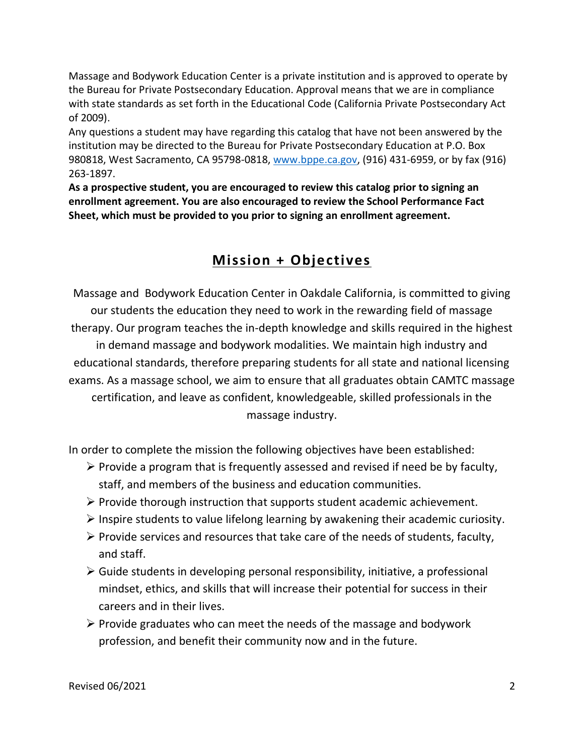Massage and Bodywork Education Center is a private institution and is approved to operate by the Bureau for Private Postsecondary Education. Approval means that we are in compliance with state standards as set forth in the Educational Code (California Private Postsecondary Act of 2009).

Any questions a student may have regarding this catalog that have not been answered by the institution may be directed to the Bureau for Private Postsecondary Education at P.O. Box 980818, West Sacramento, CA 95798-0818, [www.bppe.ca.gov](http://www.bppe.ca.gov), (916) 431-6959, or by fax (916) 263-1897.

**As a prospective student, you are encouraged to review this catalog prior to signing an enrollment agreement. You are also encouraged to review the School Performance Fact Sheet, which must be provided to you prior to signing an enrollment agreement.**

## Mission + Objectives

Massage and Bodywork Education Center in Oakdale California, is committed to giving our students the education they need to work in the rewarding field of massage therapy. Our program teaches the in-depth knowledge and skills required in the highest in demand massage and bodywork modalities. We maintain high industry and educational standards, therefore preparing students for all state and national licensing exams. As a massage school, we aim to ensure that all graduates obtain CAMTC massage certification, and leave as confident, knowledgeable, skilled professionals in the massage industry.

In order to complete the mission the following objectives have been established:

- Provide a program that is frequently assessed and revised if need be by faculty, staff, and members of the business and education communities.
- Provide thorough instruction that supports student academic achievement.
- Inspire students to value lifelong learning by awakening their academic curiosity.
- Provide services and resources that take care of the needs of students, faculty, and staff.
- Guide students in developing personal responsibility, initiative, a professional mindset, ethics, and skills that will increase their potential for success in their careers and in their lives.
- Provide graduates who can meet the needs of the massage and bodywork profession, and benefit their community now and in the future.

Revised 06/2021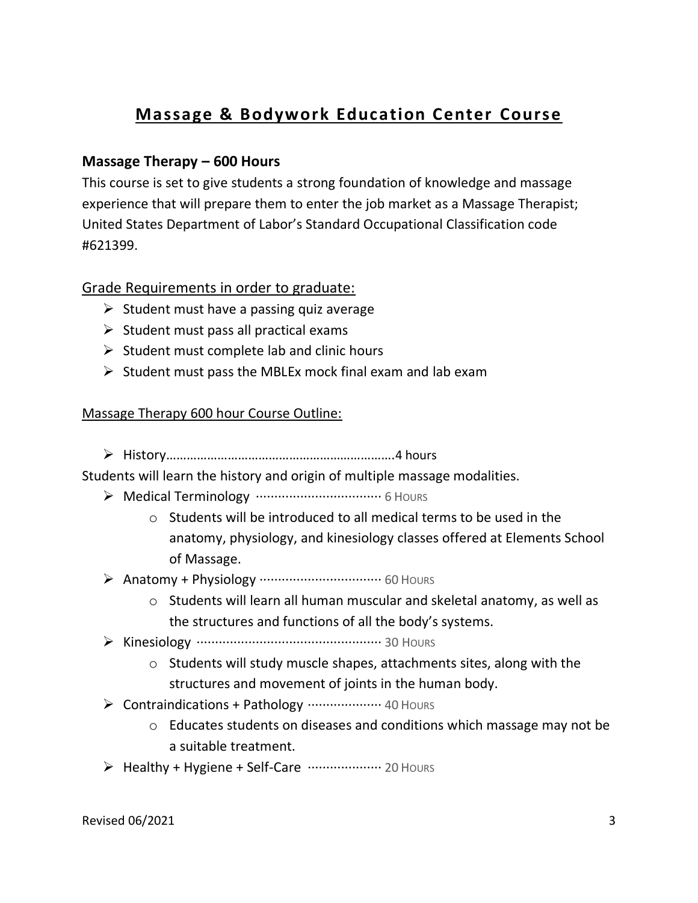# Massage & Bodywork Education Center Course

### Massage Therapy – 600 Hours

This course is set to give students a strong foundation of knowledge and massage experience that will prepare them to enter the job market as a Massage Therapist; United States Department of Labor's Standard Occupational Classification code #621399.

Grade Requirements in order to graduate:

- Student must have a passing quiz average
- Student must pass all practical exams
- Student must complete lab and clinic hours
- Student must pass the MBLEx mock final exam and lab exam

Massage Therapy 600 hour Course Outline:

- History……………………………………………………….4 hours

Students will learn the history and origin of multiple massage modalities.

- Medical Terminology ……………………………… 6 HOURS
  - Students will be introduced to all medical terms to be used in the anatomy, physiology, and kinesiology classes offered at Elements School of Massage.
- Anatomy + Physiology ……………………………… 60 HOURS
  - Students will learn all human muscular and skeletal anatomy, as well as the structures and functions of all the body's systems.
- Kinesiology ……………………………………………… 30 HOURS
  - Students will study muscle shapes, attachments sites, along with the structures and movement of joints in the human body.
- Contraindications + Pathology ………………… 40 HOURS
  - Educates students on diseases and conditions which massage may not be a suitable treatment.
- Healthy + Hygiene + Self-Care ………………… 20 HOURS

Revised 06/2021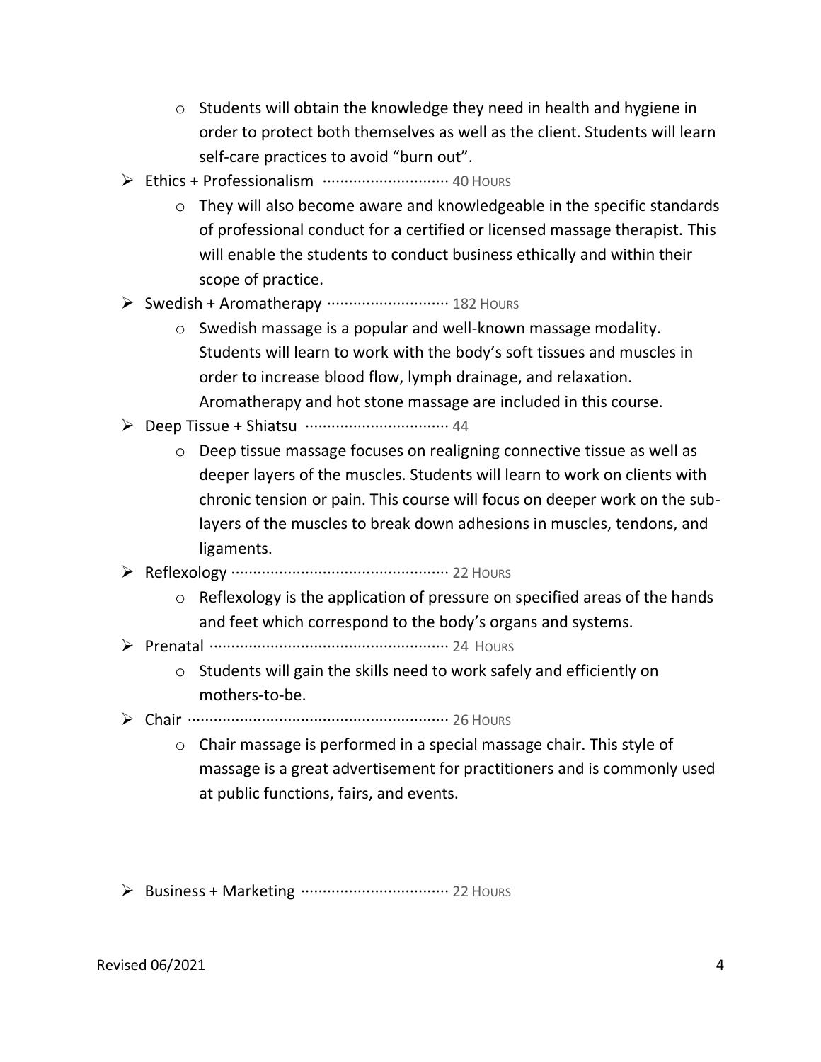- Students will obtain the knowledge they need in health and hygiene in order to protect both themselves as well as the client. Students will learn self-care practices to avoid "burn out".
- Ethics + Professionalism ··························· 40 HOURS
    - They will also become aware and knowledgeable in the specific standards of professional conduct for a certified or licensed massage therapist. This will enable the students to conduct business ethically and within their scope of practice.
- Swedish + Aromatherapy ··························· 182 HOURS
    - Swedish massage is a popular and well-known massage modality. Students will learn to work with the body's soft tissues and muscles in order to increase blood flow, lymph drainage, and relaxation. Aromatherapy and hot stone massage are included in this course.
- Deep Tissue + Shiatsu ······························· 44
    - Deep tissue massage focuses on realigning connective tissue as well as deeper layers of the muscles. Students will learn to work on clients with chronic tension or pain. This course will focus on deeper work on the sub-layers of the muscles to break down adhesions in muscles, tendons, and ligaments.
- Reflexology ················································ 22 HOURS
    - Reflexology is the application of pressure on specified areas of the hands and feet which correspond to the body's organs and systems.
- Prenatal ····················································· 24 HOURS
    - Students will gain the skills need to work safely and efficiently on mothers-to-be.
- Chair ························································· 26 HOURS
    - Chair massage is performed in a special massage chair. This style of massage is a great advertisement for practitioners and is commonly used at public functions, fairs, and events.

- Business + Marketing ································ 22 HOURS

Revised 06/2021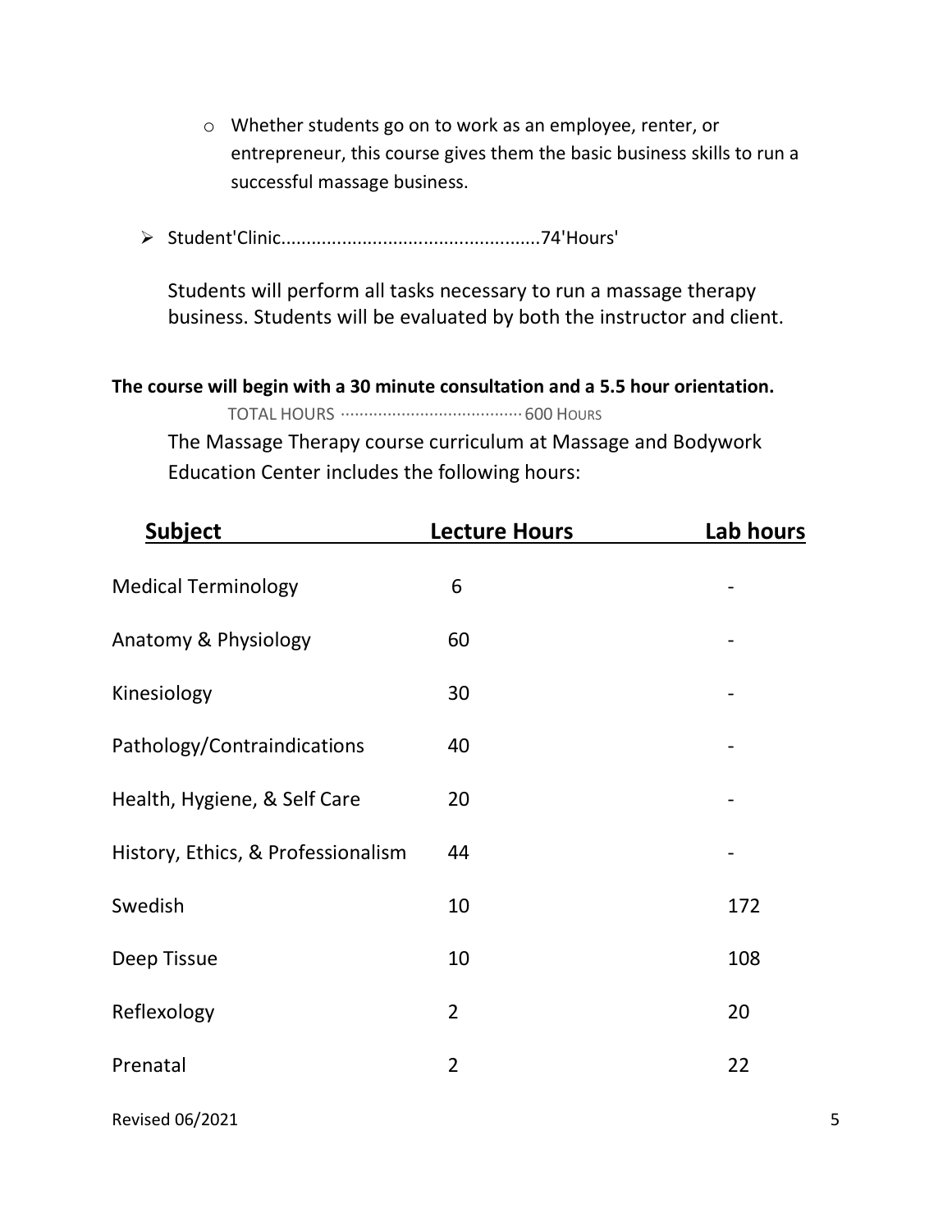- Whether students go on to work as an employee, renter, or entrepreneur, this course gives them the basic business skills to run a successful massage business.

- Student'Clinic...................................................74'Hours'

  Students will perform all tasks necessary to run a massage therapy business. Students will be evaluated by both the instructor and client.

**The course will begin with a 30 minute consultation and a 5.5 hour orientation.**

TOTAL HOURS ...................................... 600 HOURS

The Massage Therapy course curriculum at Massage and Bodywork Education Center includes the following hours:

| Subject | Lecture Hours | Lab hours |
|---|---|---|
| Medical Terminology | 6 | - |
| Anatomy & Physiology | 60 | - |
| Kinesiology | 30 | - |
| Pathology/Contraindications | 40 | - |
| Health, Hygiene, & Self Care | 20 | - |
| History, Ethics, & Professionalism | 44 | - |
| Swedish | 10 | 172 |
| Deep Tissue | 10 | 108 |
| Reflexology | 2 | 20 |
| Prenatal | 2 | 22 |

Revised 06/2021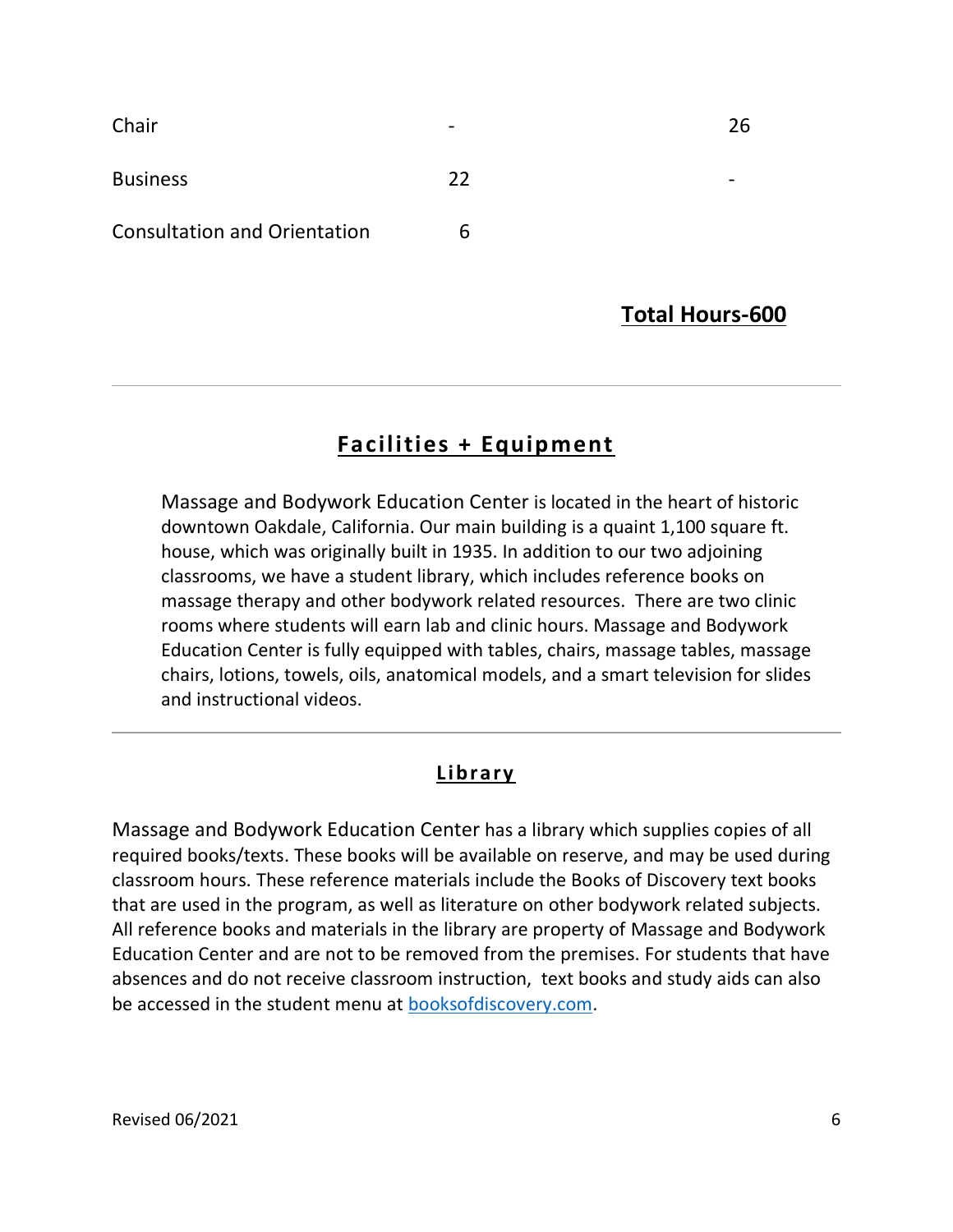| | | |
|---|---|---|
| Chair | - | 26 |
| Business | 22 | - |
| Consultation and Orientation | 6 | |

**Total Hours-600**

---

## Facilities + Equipment

Massage and Bodywork Education Center is located in the heart of historic downtown Oakdale, California. Our main building is a quaint 1,100 square ft. house, which was originally built in 1935. In addition to our two adjoining classrooms, we have a student library, which includes reference books on massage therapy and other bodywork related resources. There are two clinic rooms where students will earn lab and clinic hours. Massage and Bodywork Education Center is fully equipped with tables, chairs, massage tables, massage chairs, lotions, towels, oils, anatomical models, and a smart television for slides and instructional videos.

---

## Library

Massage and Bodywork Education Center has a library which supplies copies of all required books/texts. These books will be available on reserve, and may be used during classroom hours. These reference materials include the Books of Discovery text books that are used in the program, as well as literature on other bodywork related subjects. All reference books and materials in the library are property of Massage and Bodywork Education Center and are not to be removed from the premises. For students that have absences and do not receive classroom instruction, text books and study aids can also be accessed in the student menu at booksofdiscovery.com.

Revised 06/2021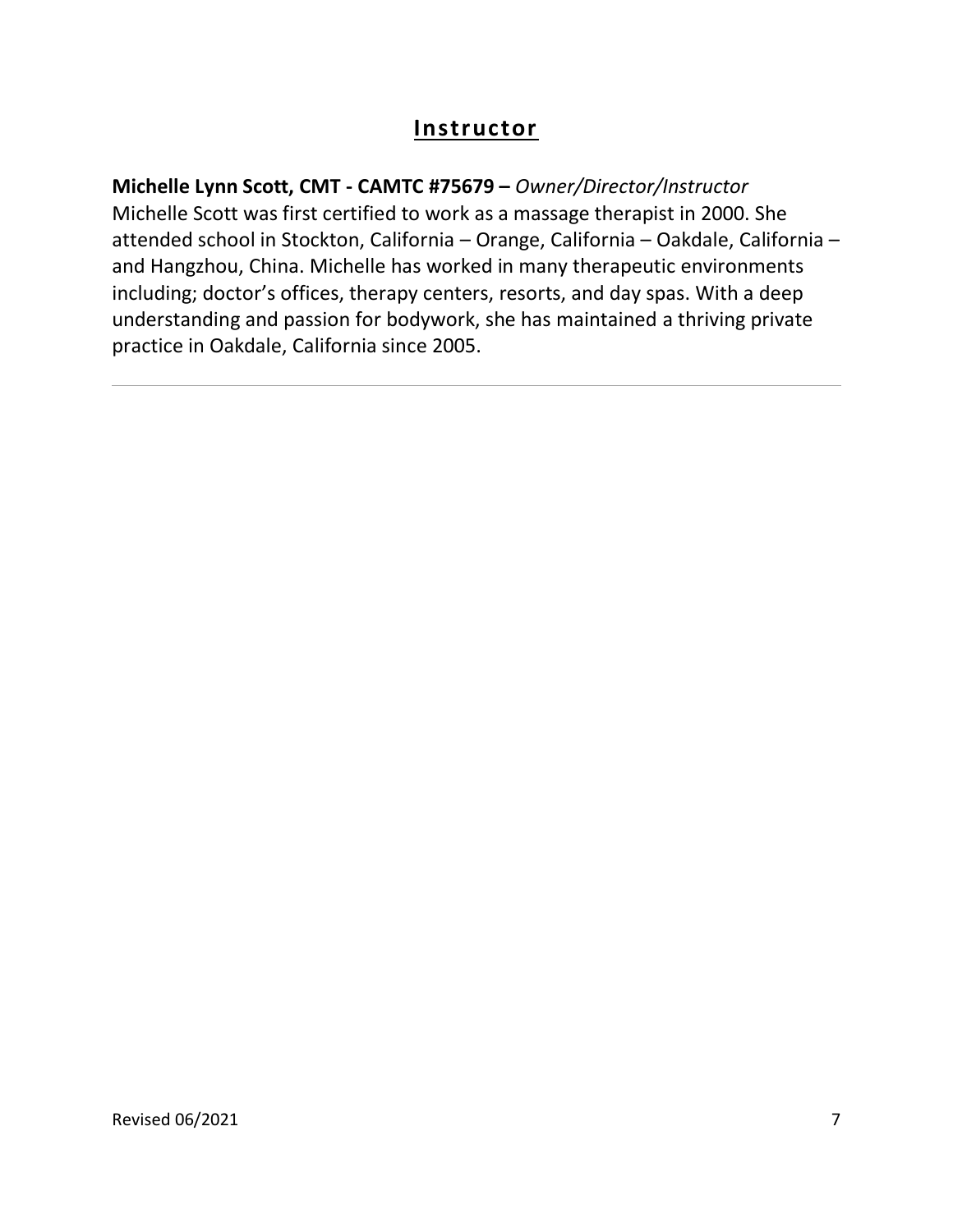## Instructor

**Michelle Lynn Scott, CMT - CAMTC #75679 –** *Owner/Director/Instructor*
Michelle Scott was first certified to work as a massage therapist in 2000. She attended school in Stockton, California – Orange, California – Oakdale, California – and Hangzhou, China. Michelle has worked in many therapeutic environments including; doctor's offices, therapy centers, resorts, and day spas. With a deep understanding and passion for bodywork, she has maintained a thriving private practice in Oakdale, California since 2005.

---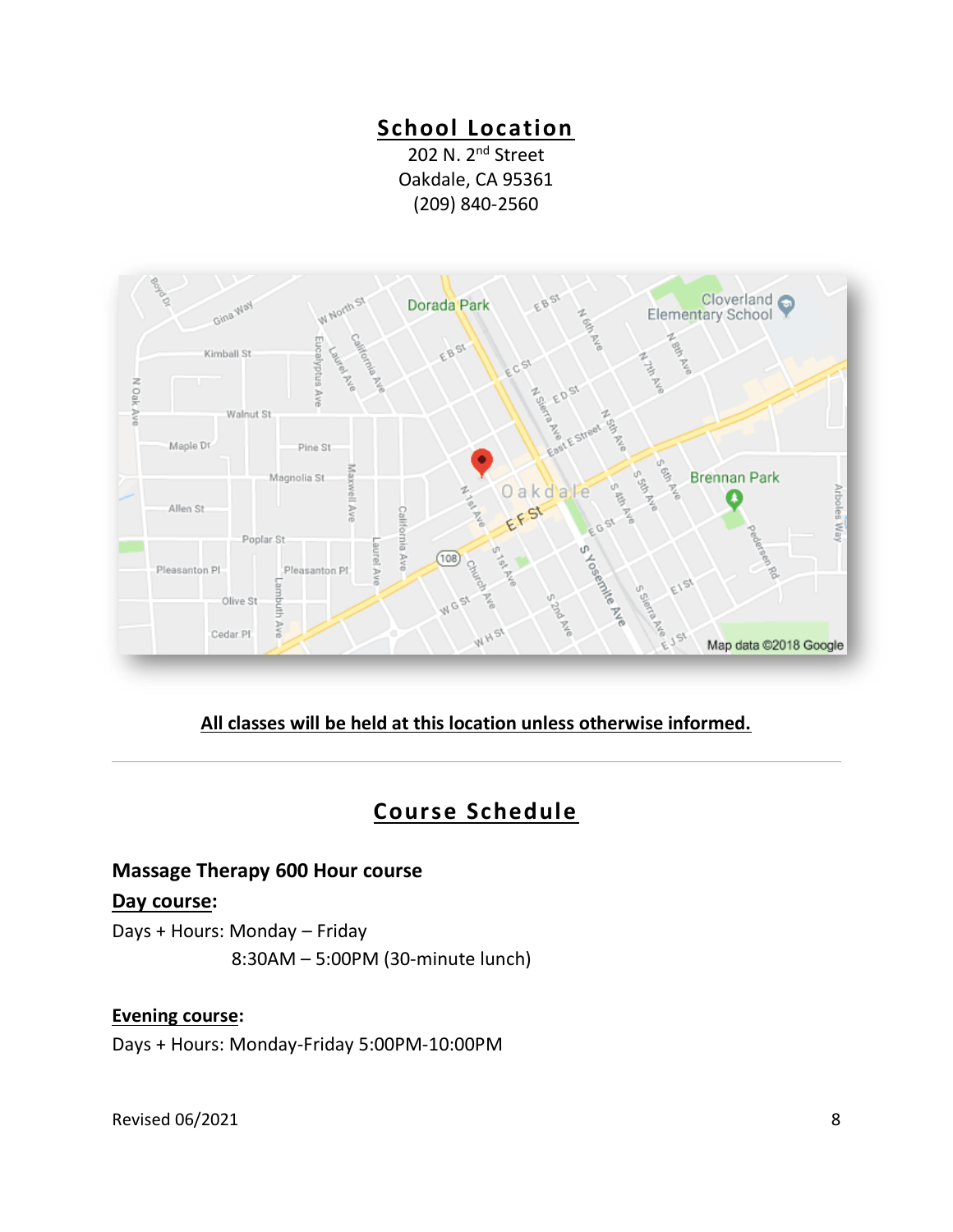## School Location

202 N. 2nd Street
Oakdale, CA 95361
(209) 840-2560

**All classes will be held at this location unless otherwise informed.**

---

## Course Schedule

### Massage Therapy 600 Hour course

**Day course:**

Days + Hours: Monday – Friday
8:30AM – 5:00PM (30-minute lunch)

**Evening course:**

Days + Hours: Monday-Friday 5:00PM-10:00PM

Revised 06/2021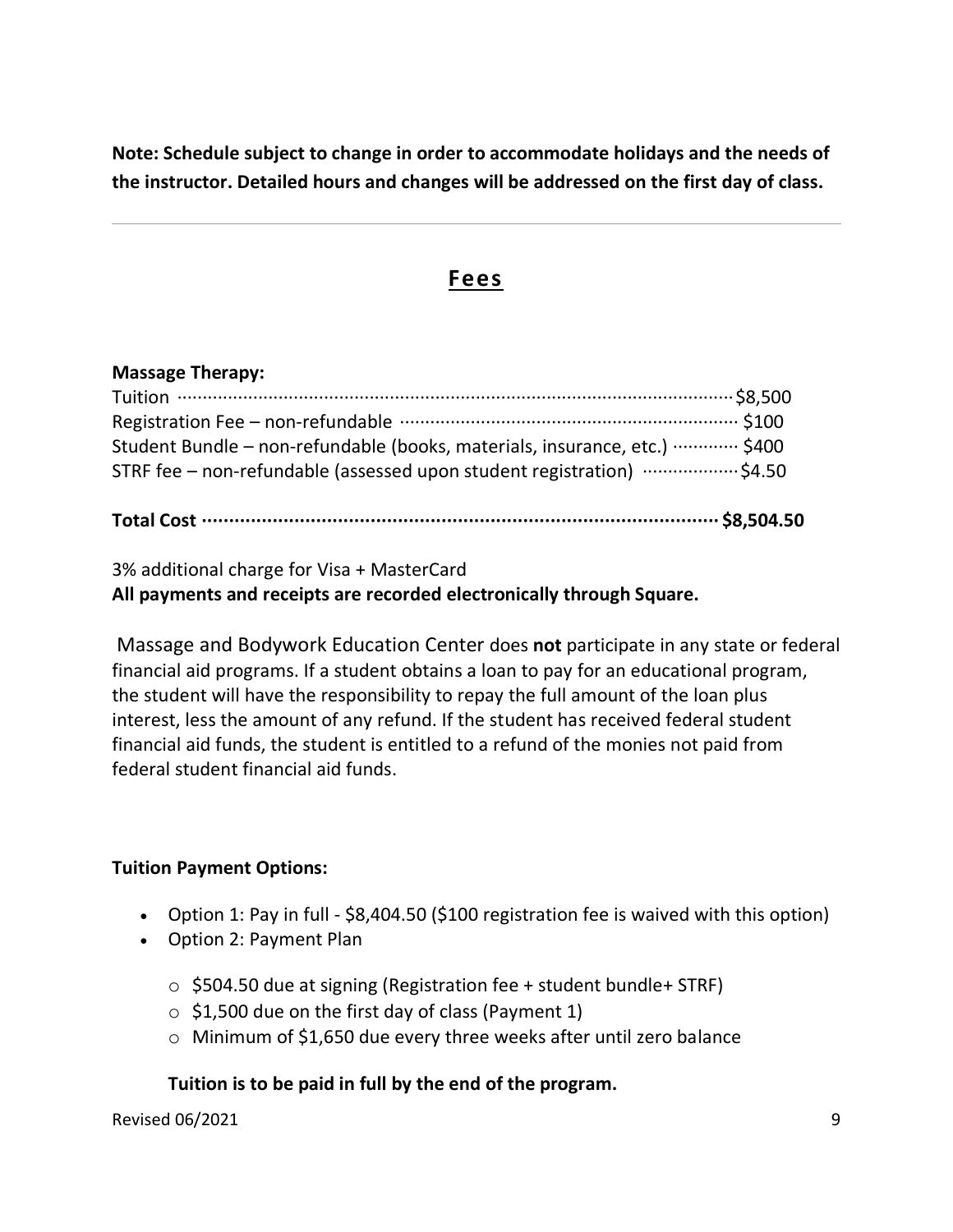**Note: Schedule subject to change in order to accommodate holidays and the needs of the instructor. Detailed hours and changes will be addressed on the first day of class.**

---

## Fees

**Massage Therapy:**

Tuition ........................................................ $8,500
Registration Fee – non-refundable ........................................ $100
Student Bundle – non-refundable (books, materials, insurance, etc.) ............ $400
STRF fee – non-refundable (assessed upon student registration) ................ $4.50

**Total Cost ........................................................ $8,504.50**

3% additional charge for Visa + MasterCard
**All payments and receipts are recorded electronically through Square.**

Massage and Bodywork Education Center does **not** participate in any state or federal financial aid programs. If a student obtains a loan to pay for an educational program, the student will have the responsibility to repay the full amount of the loan plus interest, less the amount of any refund. If the student has received federal student financial aid funds, the student is entitled to a refund of the monies not paid from federal student financial aid funds.

**Tuition Payment Options:**

- Option 1: Pay in full - $8,404.50 ($100 registration fee is waived with this option)
- Option 2: Payment Plan
  - $504.50 due at signing (Registration fee + student bundle+ STRF)
  - $1,500 due on the first day of class (Payment 1)
  - Minimum of $1,650 due every three weeks after until zero balance

**Tuition is to be paid in full by the end of the program.**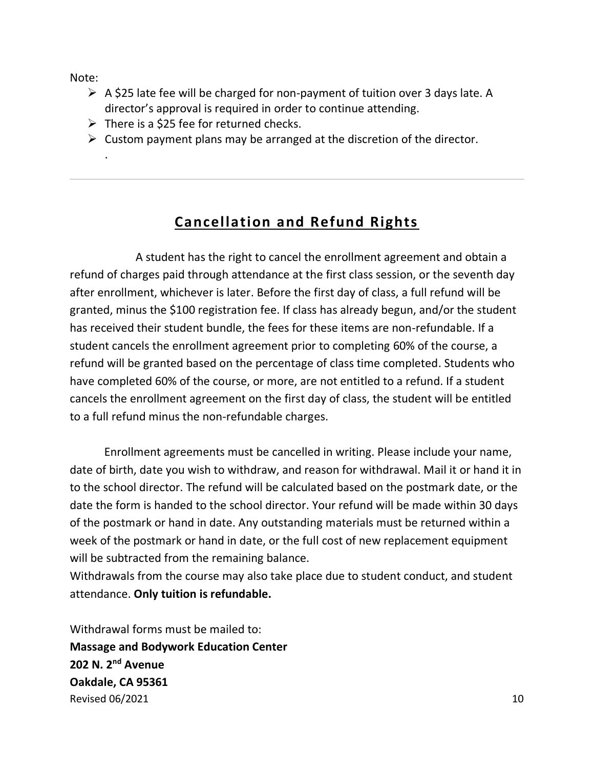Note:

- A $25 late fee will be charged for non-payment of tuition over 3 days late. A director's approval is required in order to continue attending.
- There is a $25 fee for returned checks.
- Custom payment plans may be arranged at the discretion of the director.

.

---

## Cancellation and Refund Rights

A student has the right to cancel the enrollment agreement and obtain a refund of charges paid through attendance at the first class session, or the seventh day after enrollment, whichever is later. Before the first day of class, a full refund will be granted, minus the $100 registration fee. If class has already begun, and/or the student has received their student bundle, the fees for these items are non-refundable. If a student cancels the enrollment agreement prior to completing 60% of the course, a refund will be granted based on the percentage of class time completed. Students who have completed 60% of the course, or more, are not entitled to a refund. If a student cancels the enrollment agreement on the first day of class, the student will be entitled to a full refund minus the non-refundable charges.

Enrollment agreements must be cancelled in writing. Please include your name, date of birth, date you wish to withdraw, and reason for withdrawal. Mail it or hand it in to the school director. The refund will be calculated based on the postmark date, or the date the form is handed to the school director. Your refund will be made within 30 days of the postmark or hand in date. Any outstanding materials must be returned within a week of the postmark or hand in date, or the full cost of new replacement equipment will be subtracted from the remaining balance.

Withdrawals from the course may also take place due to student conduct, and student attendance. **Only tuition is refundable.**

Withdrawal forms must be mailed to:
**Massage and Bodywork Education Center**
**202 N. 2nd Avenue**
**Oakdale, CA 95361**

Revised 06/2021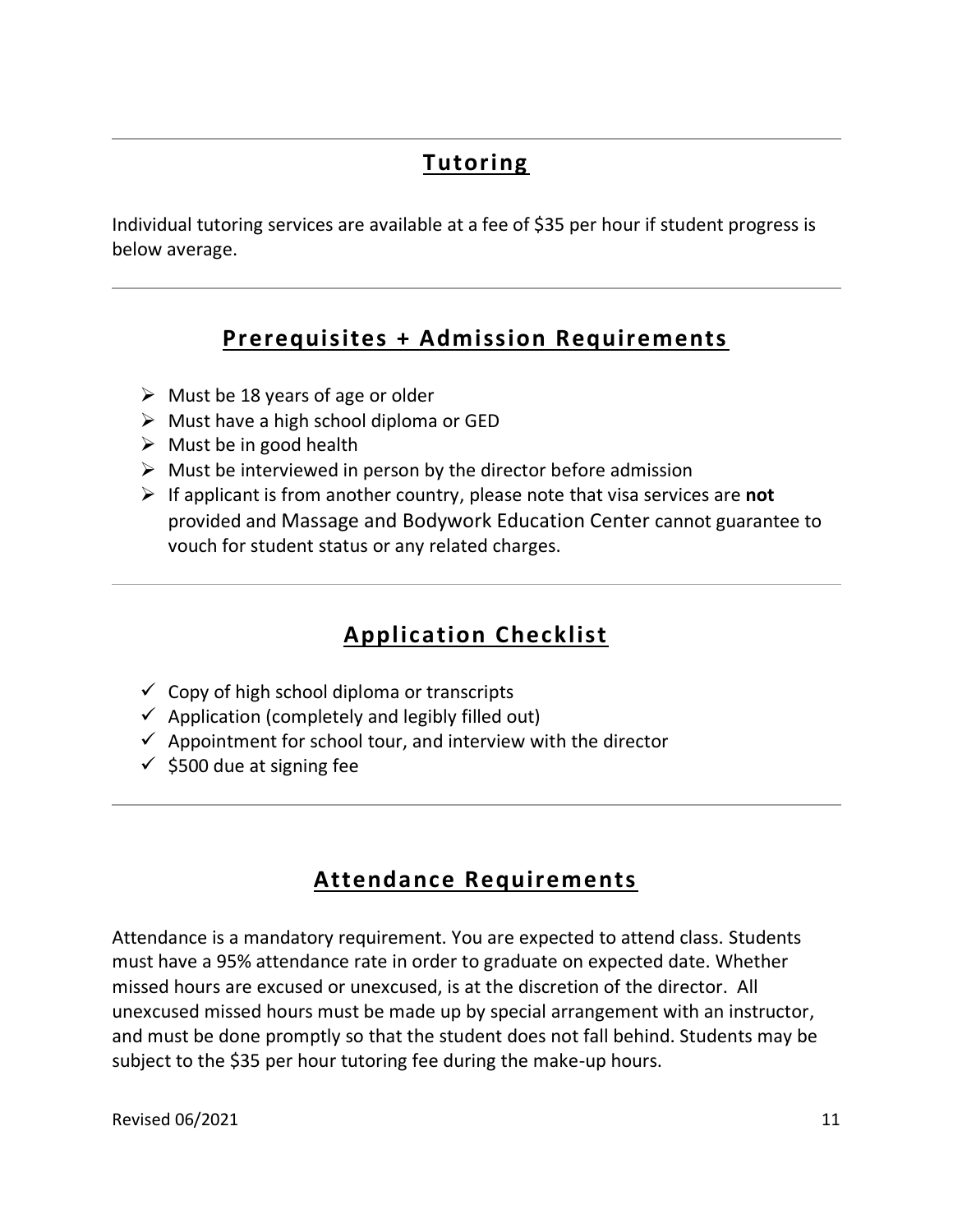## Tutoring

Individual tutoring services are available at a fee of $35 per hour if student progress is below average.

## Prerequisites + Admission Requirements

- Must be 18 years of age or older
- Must have a high school diploma or GED
- Must be in good health
- Must be interviewed in person by the director before admission
- If applicant is from another country, please note that visa services are **not** provided and Massage and Bodywork Education Center cannot guarantee to vouch for student status or any related charges.

## Application Checklist

- ✓ Copy of high school diploma or transcripts
- ✓ Application (completely and legibly filled out)
- ✓ Appointment for school tour, and interview with the director
- ✓ $500 due at signing fee

## Attendance Requirements

Attendance is a mandatory requirement. You are expected to attend class. Students must have a 95% attendance rate in order to graduate on expected date. Whether missed hours are excused or unexcused, is at the discretion of the director. All unexcused missed hours must be made up by special arrangement with an instructor, and must be done promptly so that the student does not fall behind. Students may be subject to the $35 per hour tutoring fee during the make-up hours.

Revised 06/2021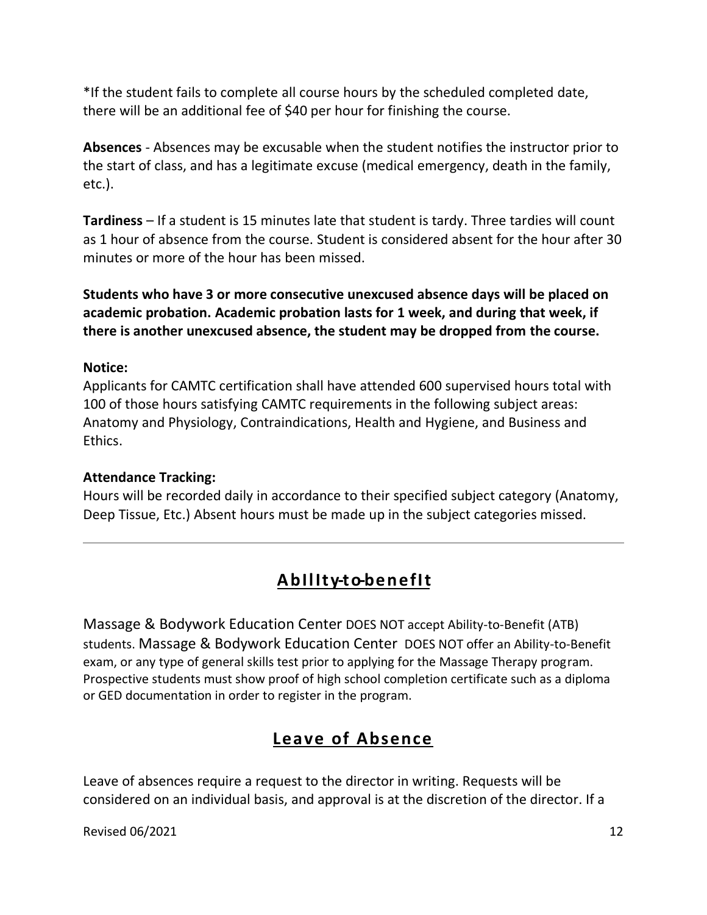*If the student fails to complete all course hours by the scheduled completed date, there will be an additional fee of $40 per hour for finishing the course.

**Absences** - Absences may be excusable when the student notifies the instructor prior to the start of class, and has a legitimate excuse (medical emergency, death in the family, etc.).

**Tardiness** – If a student is 15 minutes late that student is tardy. Three tardies will count as 1 hour of absence from the course. Student is considered absent for the hour after 30 minutes or more of the hour has been missed.

**Students who have 3 or more consecutive unexcused absence days will be placed on academic probation. Academic probation lasts for 1 week, and during that week, if there is another unexcused absence, the student may be dropped from the course.**

**Notice:**
Applicants for CAMTC certification shall have attended 600 supervised hours total with 100 of those hours satisfying CAMTC requirements in the following subject areas: Anatomy and Physiology, Contraindications, Health and Hygiene, and Business and Ethics.

**Attendance Tracking:**
Hours will be recorded daily in accordance to their specified subject category (Anatomy, Deep Tissue, Etc.) Absent hours must be made up in the subject categories missed.

---

## Ability-to-benefit

Massage & Bodywork Education Center DOES NOT accept Ability-to-Benefit (ATB) students. Massage & Bodywork Education Center DOES NOT offer an Ability-to-Benefit exam, or any type of general skills test prior to applying for the Massage Therapy program. Prospective students must show proof of high school completion certificate such as a diploma or GED documentation in order to register in the program.

## Leave of Absence

Leave of absences require a request to the director in writing. Requests will be considered on an individual basis, and approval is at the discretion of the director. If a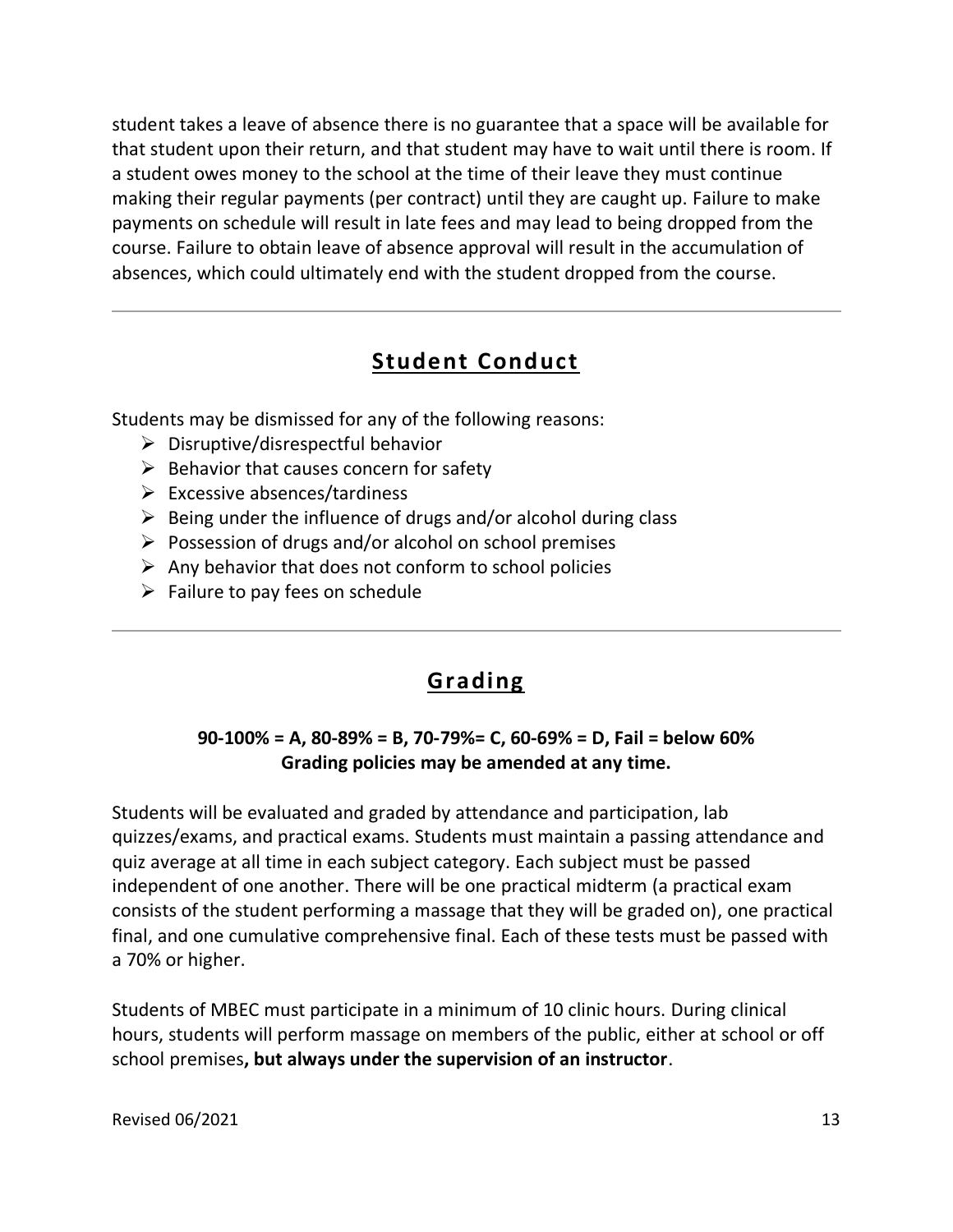student takes a leave of absence there is no guarantee that a space will be available for that student upon their return, and that student may have to wait until there is room. If a student owes money to the school at the time of their leave they must continue making their regular payments (per contract) until they are caught up. Failure to make payments on schedule will result in late fees and may lead to being dropped from the course. Failure to obtain leave of absence approval will result in the accumulation of absences, which could ultimately end with the student dropped from the course.

---

## Student Conduct

Students may be dismissed for any of the following reasons:

- Disruptive/disrespectful behavior
- Behavior that causes concern for safety
- Excessive absences/tardiness
- Being under the influence of drugs and/or alcohol during class
- Possession of drugs and/or alcohol on school premises
- Any behavior that does not conform to school policies
- Failure to pay fees on schedule

---

## Grading

**90-100% = A, 80-89% = B, 70-79%= C, 60-69% = D, Fail = below 60%**
**Grading policies may be amended at any time.**

Students will be evaluated and graded by attendance and participation, lab quizzes/exams, and practical exams. Students must maintain a passing attendance and quiz average at all time in each subject category. Each subject must be passed independent of one another. There will be one practical midterm (a practical exam consists of the student performing a massage that they will be graded on), one practical final, and one cumulative comprehensive final. Each of these tests must be passed with a 70% or higher.

Students of MBEC must participate in a minimum of 10 clinic hours. During clinical hours, students will perform massage on members of the public, either at school or off school premises**, but always under the supervision of an instructor**.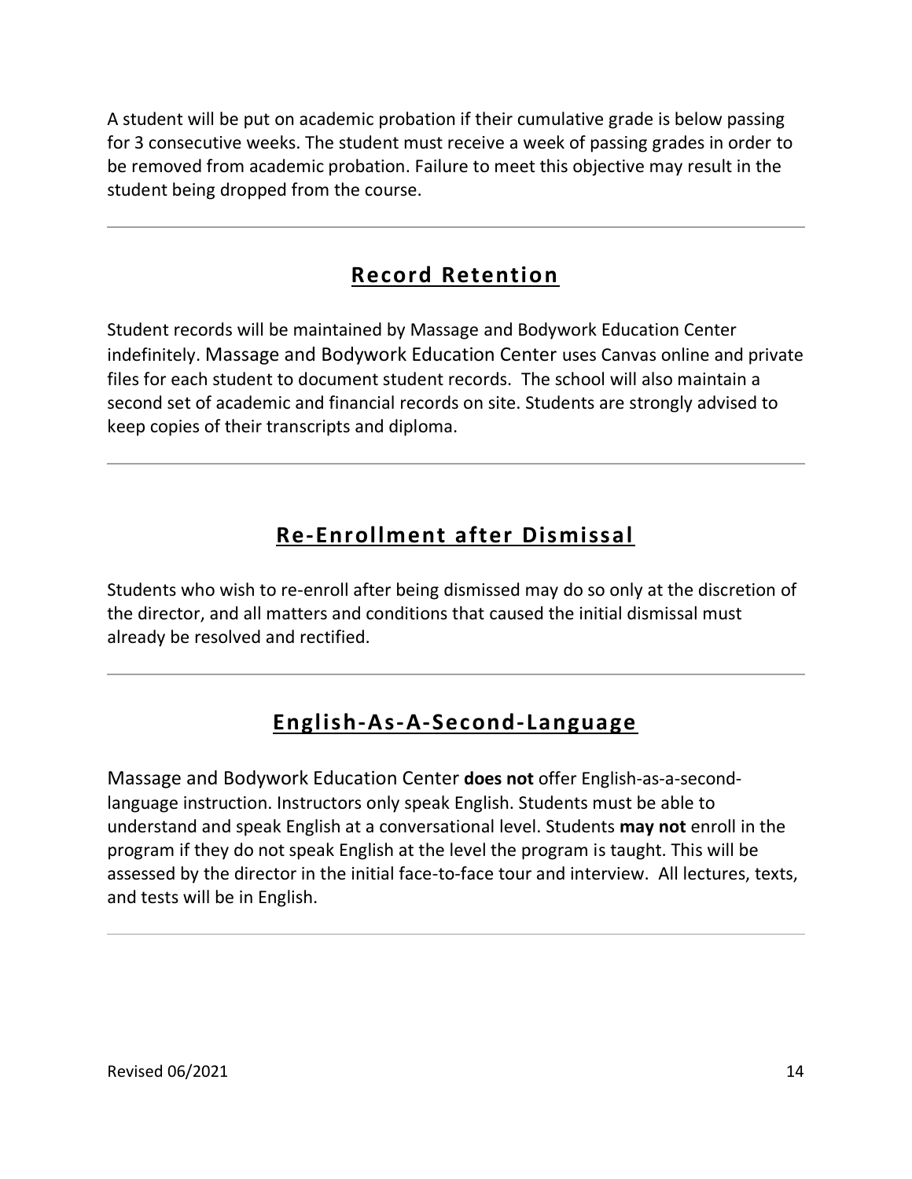A student will be put on academic probation if their cumulative grade is below passing for 3 consecutive weeks. The student must receive a week of passing grades in order to be removed from academic probation. Failure to meet this objective may result in the student being dropped from the course.

---

## Record Retention

Student records will be maintained by Massage and Bodywork Education Center indefinitely. Massage and Bodywork Education Center uses Canvas online and private files for each student to document student records. The school will also maintain a second set of academic and financial records on site. Students are strongly advised to keep copies of their transcripts and diploma.

---

## Re-Enrollment after Dismissal

Students who wish to re-enroll after being dismissed may do so only at the discretion of the director, and all matters and conditions that caused the initial dismissal must already be resolved and rectified.

---

## English-As-A-Second-Language

Massage and Bodywork Education Center **does not** offer English-as-a-second-language instruction. Instructors only speak English. Students must be able to understand and speak English at a conversational level. Students **may not** enroll in the program if they do not speak English at the level the program is taught. This will be assessed by the director in the initial face-to-face tour and interview. All lectures, texts, and tests will be in English.

---

Revised 06/2021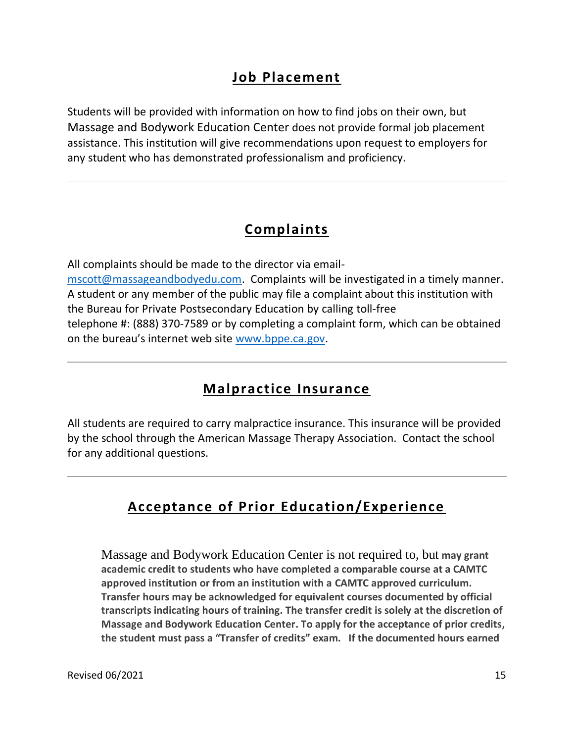## Job Placement

Students will be provided with information on how to find jobs on their own, but Massage and Bodywork Education Center does not provide formal job placement assistance. This institution will give recommendations upon request to employers for any student who has demonstrated professionalism and proficiency.

---

## Complaints

All complaints should be made to the director via email- mscott@massageandbodyedu.com. Complaints will be investigated in a timely manner. A student or any member of the public may file a complaint about this institution with the Bureau for Private Postsecondary Education by calling toll-free telephone #: (888) 370-7589 or by completing a complaint form, which can be obtained on the bureau's internet web site www.bppe.ca.gov.

---

## Malpractice Insurance

All students are required to carry malpractice insurance. This insurance will be provided by the school through the American Massage Therapy Association. Contact the school for any additional questions.

---

## Acceptance of Prior Education/Experience

Massage and Bodywork Education Center is not required to, but **may grant academic credit to students who have completed a comparable course at a CAMTC approved institution or from an institution with a CAMTC approved curriculum. Transfer hours may be acknowledged for equivalent courses documented by official transcripts indicating hours of training. The transfer credit is solely at the discretion of Massage and Bodywork Education Center. To apply for the acceptance of prior credits, the student must pass a "Transfer of credits" exam. If the documented hours earned**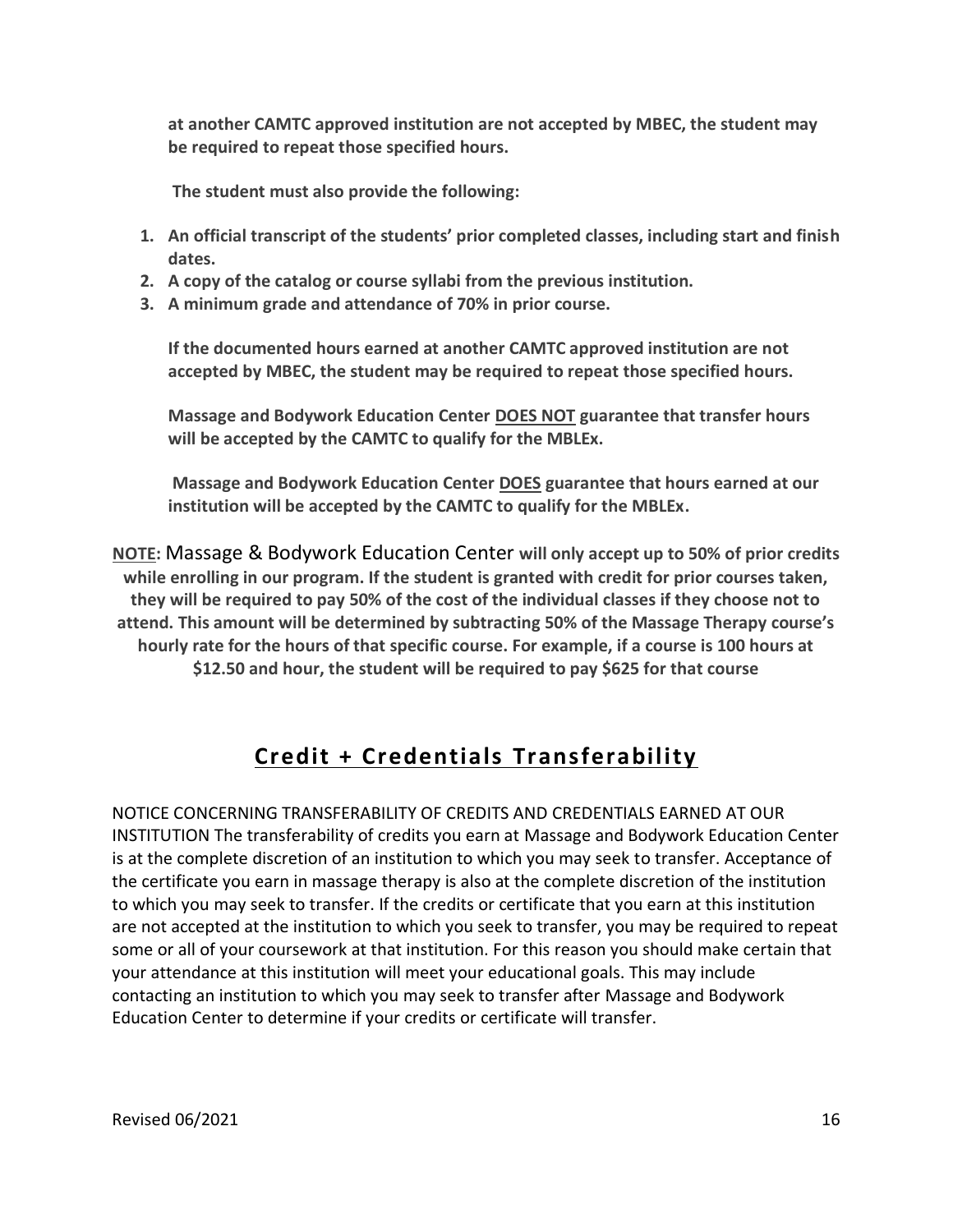**at another CAMTC approved institution are not accepted by MBEC, the student may be required to repeat those specified hours.**

**The student must also provide the following:**

1. **An official transcript of the students' prior completed classes, including start and finish dates.**
2. **A copy of the catalog or course syllabi from the previous institution.**
3. **A minimum grade and attendance of 70% in prior course.**

**If the documented hours earned at another CAMTC approved institution are not accepted by MBEC, the student may be required to repeat those specified hours.**

**Massage and Bodywork Education Center DOES NOT guarantee that transfer hours will be accepted by the CAMTC to qualify for the MBLEx.**

**Massage and Bodywork Education Center DOES guarantee that hours earned at our institution will be accepted by the CAMTC to qualify for the MBLEx.**

**NOTE:** Massage & Bodywork Education Center **will only accept up to 50% of prior credits while enrolling in our program. If the student is granted with credit for prior courses taken, they will be required to pay 50% of the cost of the individual classes if they choose not to attend. This amount will be determined by subtracting 50% of the Massage Therapy course's hourly rate for the hours of that specific course. For example, if a course is 100 hours at $12.50 and hour, the student will be required to pay $625 for that course**

## Credit + Credentials Transferability

NOTICE CONCERNING TRANSFERABILITY OF CREDITS AND CREDENTIALS EARNED AT OUR INSTITUTION The transferability of credits you earn at Massage and Bodywork Education Center is at the complete discretion of an institution to which you may seek to transfer. Acceptance of the certificate you earn in massage therapy is also at the complete discretion of the institution to which you may seek to transfer. If the credits or certificate that you earn at this institution are not accepted at the institution to which you seek to transfer, you may be required to repeat some or all of your coursework at that institution. For this reason you should make certain that your attendance at this institution will meet your educational goals. This may include contacting an institution to which you may seek to transfer after Massage and Bodywork Education Center to determine if your credits or certificate will transfer.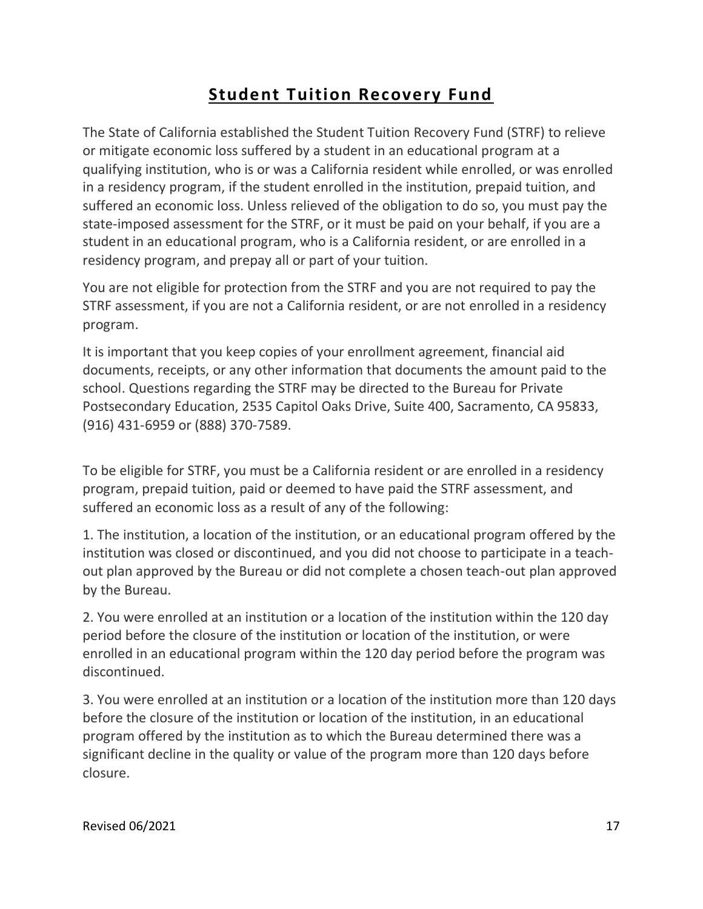# Student Tuition Recovery Fund

The State of California established the Student Tuition Recovery Fund (STRF) to relieve or mitigate economic loss suffered by a student in an educational program at a qualifying institution, who is or was a California resident while enrolled, or was enrolled in a residency program, if the student enrolled in the institution, prepaid tuition, and suffered an economic loss. Unless relieved of the obligation to do so, you must pay the state-imposed assessment for the STRF, or it must be paid on your behalf, if you are a student in an educational program, who is a California resident, or are enrolled in a residency program, and prepay all or part of your tuition.

You are not eligible for protection from the STRF and you are not required to pay the STRF assessment, if you are not a California resident, or are not enrolled in a residency program.

It is important that you keep copies of your enrollment agreement, financial aid documents, receipts, or any other information that documents the amount paid to the school. Questions regarding the STRF may be directed to the Bureau for Private Postsecondary Education, 2535 Capitol Oaks Drive, Suite 400, Sacramento, CA 95833, (916) 431-6959 or (888) 370-7589.

To be eligible for STRF, you must be a California resident or are enrolled in a residency program, prepaid tuition, paid or deemed to have paid the STRF assessment, and suffered an economic loss as a result of any of the following:

1. The institution, a location of the institution, or an educational program offered by the institution was closed or discontinued, and you did not choose to participate in a teach-out plan approved by the Bureau or did not complete a chosen teach-out plan approved by the Bureau.

2. You were enrolled at an institution or a location of the institution within the 120 day period before the closure of the institution or location of the institution, or were enrolled in an educational program within the 120 day period before the program was discontinued.

3. You were enrolled at an institution or a location of the institution more than 120 days before the closure of the institution or location of the institution, in an educational program offered by the institution as to which the Bureau determined there was a significant decline in the quality or value of the program more than 120 days before closure.

Revised 06/2021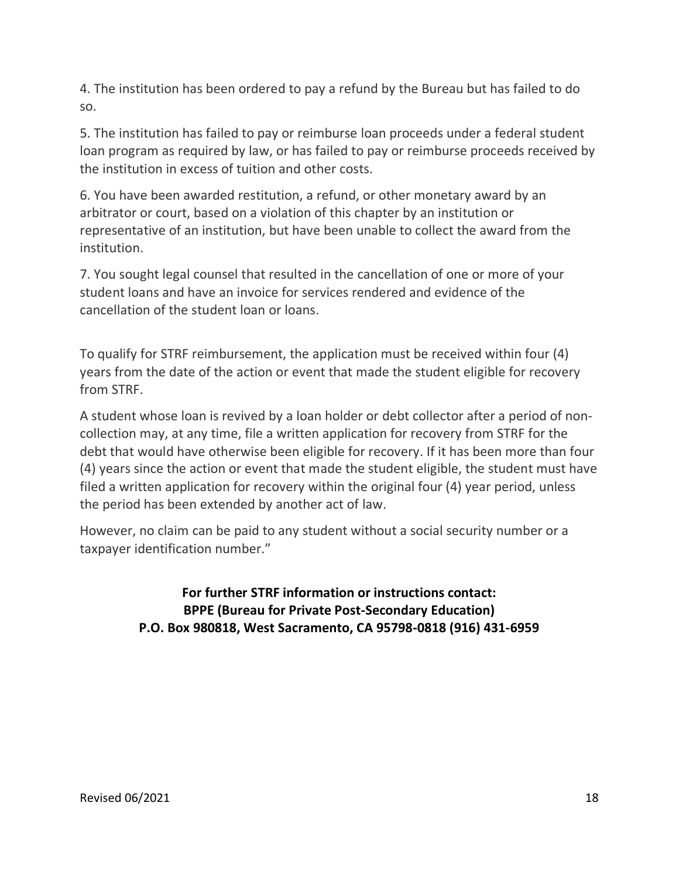4. The institution has been ordered to pay a refund by the Bureau but has failed to do so.

5. The institution has failed to pay or reimburse loan proceeds under a federal student loan program as required by law, or has failed to pay or reimburse proceeds received by the institution in excess of tuition and other costs.

6. You have been awarded restitution, a refund, or other monetary award by an arbitrator or court, based on a violation of this chapter by an institution or representative of an institution, but have been unable to collect the award from the institution.

7. You sought legal counsel that resulted in the cancellation of one or more of your student loans and have an invoice for services rendered and evidence of the cancellation of the student loan or loans.

To qualify for STRF reimbursement, the application must be received within four (4) years from the date of the action or event that made the student eligible for recovery from STRF.

A student whose loan is revived by a loan holder or debt collector after a period of non-collection may, at any time, file a written application for recovery from STRF for the debt that would have otherwise been eligible for recovery. If it has been more than four (4) years since the action or event that made the student eligible, the student must have filed a written application for recovery within the original four (4) year period, unless the period has been extended by another act of law.

However, no claim can be paid to any student without a social security number or a taxpayer identification number."

**For further STRF information or instructions contact:**
**BPPE (Bureau for Private Post-Secondary Education)**
**P.O. Box 980818, West Sacramento, CA 95798-0818 (916) 431-6959**

Revised 06/2021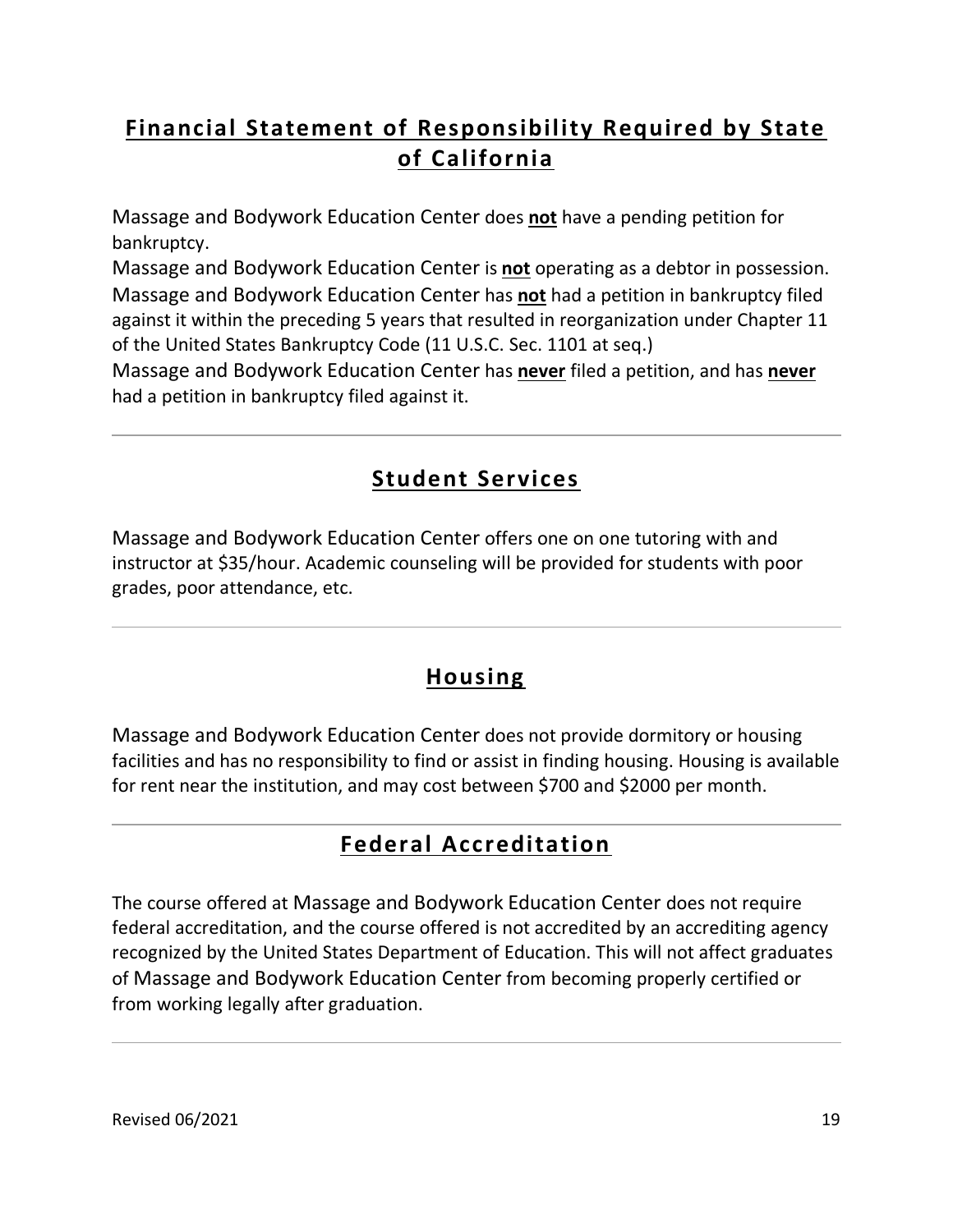## Financial Statement of Responsibility Required by State of California

Massage and Bodywork Education Center does **not** have a pending petition for bankruptcy.

Massage and Bodywork Education Center is **not** operating as a debtor in possession.

Massage and Bodywork Education Center has **not** had a petition in bankruptcy filed against it within the preceding 5 years that resulted in reorganization under Chapter 11 of the United States Bankruptcy Code (11 U.S.C. Sec. 1101 at seq.)

Massage and Bodywork Education Center has **never** filed a petition, and has **never** had a petition in bankruptcy filed against it.

---

## Student Services

Massage and Bodywork Education Center offers one on one tutoring with and instructor at $35/hour. Academic counseling will be provided for students with poor grades, poor attendance, etc.

---

## Housing

Massage and Bodywork Education Center does not provide dormitory or housing facilities and has no responsibility to find or assist in finding housing. Housing is available for rent near the institution, and may cost between $700 and $2000 per month.

---

## Federal Accreditation

The course offered at Massage and Bodywork Education Center does not require federal accreditation, and the course offered is not accredited by an accrediting agency recognized by the United States Department of Education. This will not affect graduates of Massage and Bodywork Education Center from becoming properly certified or from working legally after graduation.

---

Revised 06/2021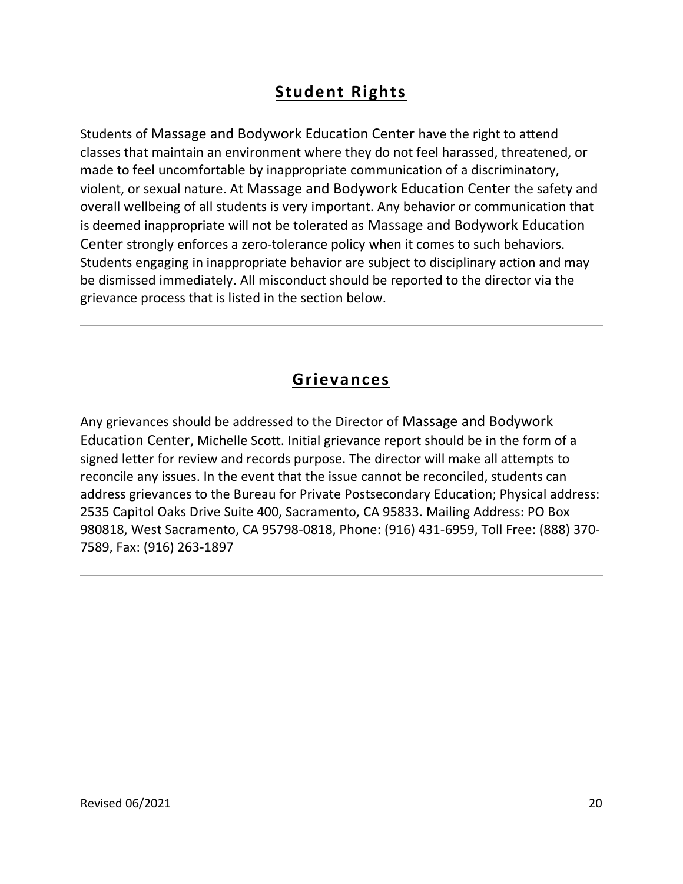## Student Rights

Students of Massage and Bodywork Education Center have the right to attend classes that maintain an environment where they do not feel harassed, threatened, or made to feel uncomfortable by inappropriate communication of a discriminatory, violent, or sexual nature. At Massage and Bodywork Education Center the safety and overall wellbeing of all students is very important. Any behavior or communication that is deemed inappropriate will not be tolerated as Massage and Bodywork Education Center strongly enforces a zero-tolerance policy when it comes to such behaviors. Students engaging in inappropriate behavior are subject to disciplinary action and may be dismissed immediately. All misconduct should be reported to the director via the grievance process that is listed in the section below.

---

## Grievances

Any grievances should be addressed to the Director of Massage and Bodywork Education Center, Michelle Scott. Initial grievance report should be in the form of a signed letter for review and records purpose. The director will make all attempts to reconcile any issues. In the event that the issue cannot be reconciled, students can address grievances to the Bureau for Private Postsecondary Education; Physical address: 2535 Capitol Oaks Drive Suite 400, Sacramento, CA 95833. Mailing Address: PO Box 980818, West Sacramento, CA 95798-0818, Phone: (916) 431-6959, Toll Free: (888) 370-7589, Fax: (916) 263-1897

---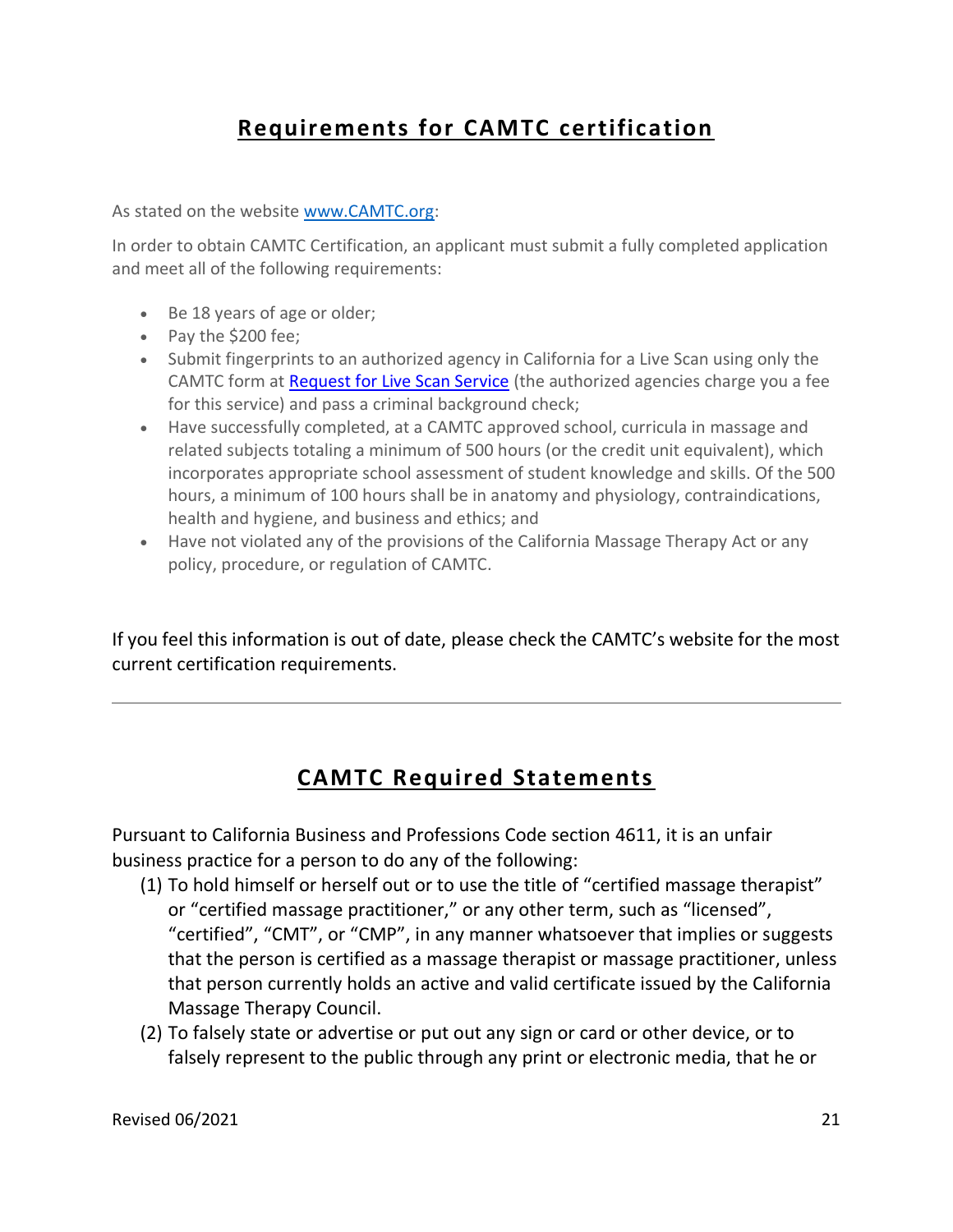## Requirements for CAMTC certification

As stated on the website www.CAMTC.org:

In order to obtain CAMTC Certification, an applicant must submit a fully completed application and meet all of the following requirements:

- Be 18 years of age or older;
- Pay the $200 fee;
- Submit fingerprints to an authorized agency in California for a Live Scan using only the CAMTC form at Request for Live Scan Service (the authorized agencies charge you a fee for this service) and pass a criminal background check;
- Have successfully completed, at a CAMTC approved school, curricula in massage and related subjects totaling a minimum of 500 hours (or the credit unit equivalent), which incorporates appropriate school assessment of student knowledge and skills. Of the 500 hours, a minimum of 100 hours shall be in anatomy and physiology, contraindications, health and hygiene, and business and ethics; and
- Have not violated any of the provisions of the California Massage Therapy Act or any policy, procedure, or regulation of CAMTC.

If you feel this information is out of date, please check the CAMTC's website for the most current certification requirements.

---

## CAMTC Required Statements

Pursuant to California Business and Professions Code section 4611, it is an unfair business practice for a person to do any of the following:

(1) To hold himself or herself out or to use the title of "certified massage therapist" or "certified massage practitioner," or any other term, such as "licensed", "certified", "CMT", or "CMP", in any manner whatsoever that implies or suggests that the person is certified as a massage therapist or massage practitioner, unless that person currently holds an active and valid certificate issued by the California Massage Therapy Council.

(2) To falsely state or advertise or put out any sign or card or other device, or to falsely represent to the public through any print or electronic media, that he or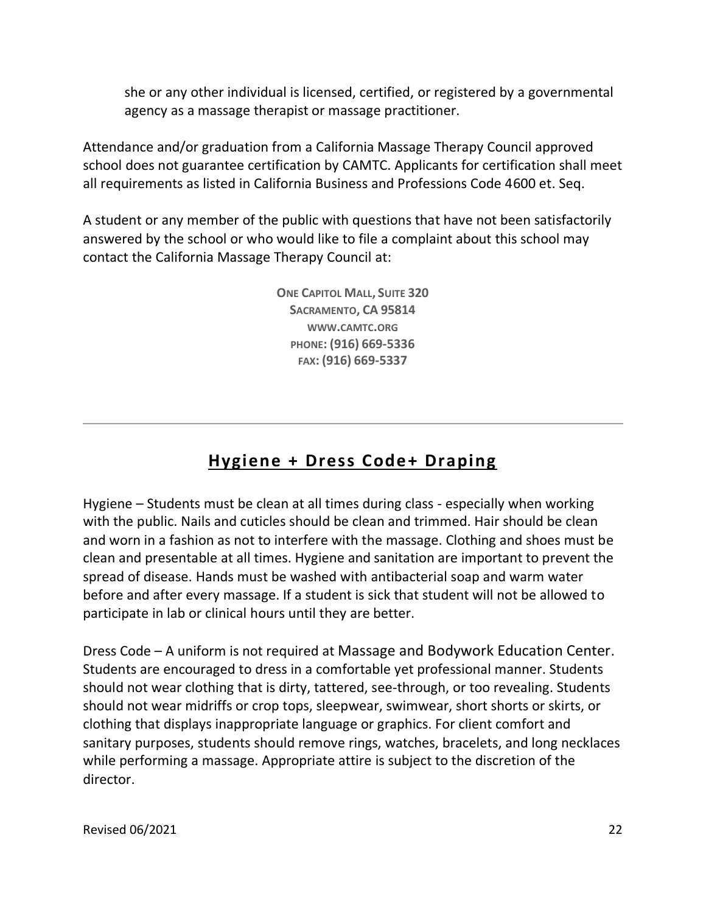she or any other individual is licensed, certified, or registered by a governmental agency as a massage therapist or massage practitioner.

Attendance and/or graduation from a California Massage Therapy Council approved school does not guarantee certification by CAMTC. Applicants for certification shall meet all requirements as listed in California Business and Professions Code 4600 et. Seq.

A student or any member of the public with questions that have not been satisfactorily answered by the school or who would like to file a complaint about this school may contact the California Massage Therapy Council at:

**ONE CAPITOL MALL, SUITE 320**
**SACRAMENTO, CA 95814**
**WWW.CAMTC.ORG**
**PHONE: (916) 669-5336**
**FAX: (916) 669-5337**

---

## Hygiene + Dress Code+ Draping

Hygiene – Students must be clean at all times during class - especially when working with the public. Nails and cuticles should be clean and trimmed. Hair should be clean and worn in a fashion as not to interfere with the massage. Clothing and shoes must be clean and presentable at all times. Hygiene and sanitation are important to prevent the spread of disease. Hands must be washed with antibacterial soap and warm water before and after every massage. If a student is sick that student will not be allowed to participate in lab or clinical hours until they are better.

Dress Code – A uniform is not required at Massage and Bodywork Education Center. Students are encouraged to dress in a comfortable yet professional manner. Students should not wear clothing that is dirty, tattered, see-through, or too revealing. Students should not wear midriffs or crop tops, sleepwear, swimwear, short shorts or skirts, or clothing that displays inappropriate language or graphics. For client comfort and sanitary purposes, students should remove rings, watches, bracelets, and long necklaces while performing a massage. Appropriate attire is subject to the discretion of the director.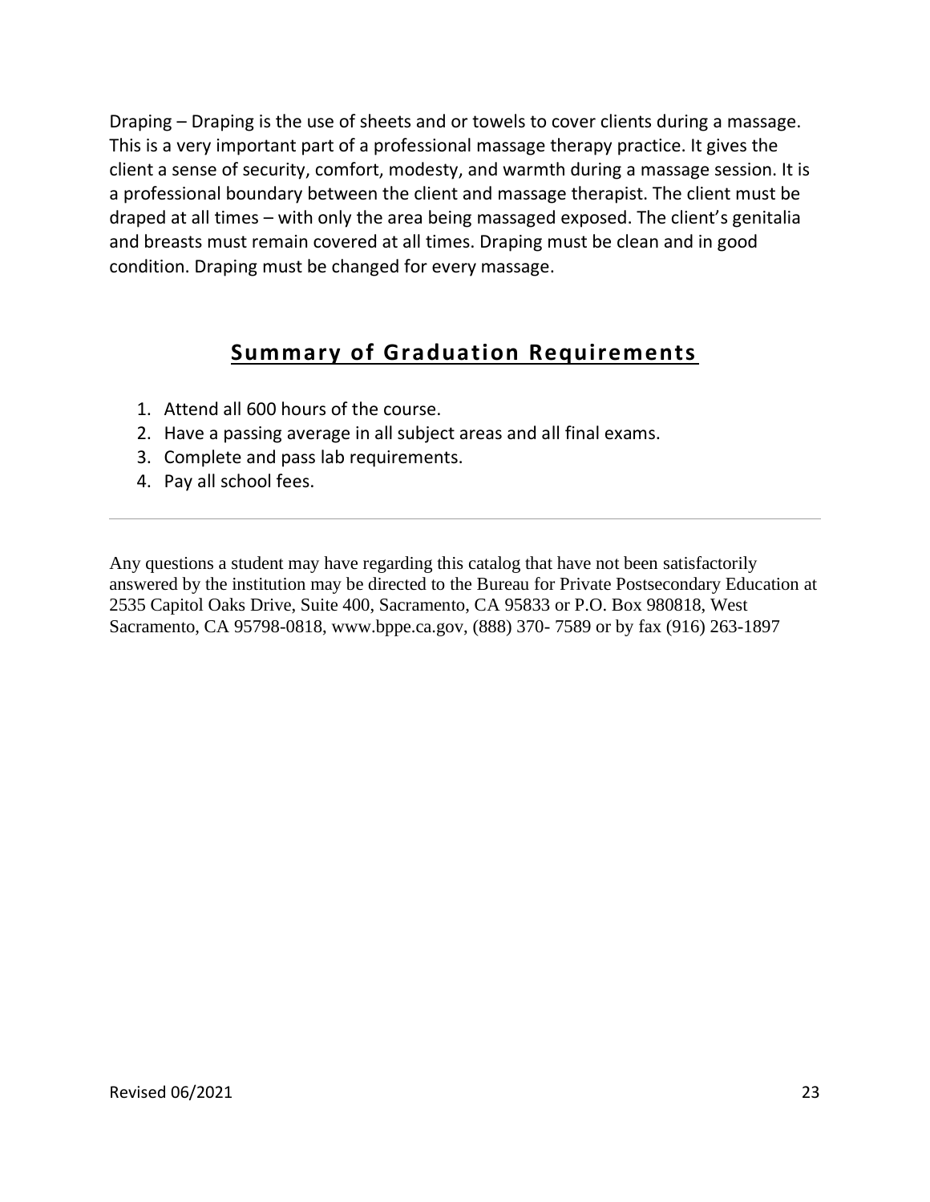Draping – Draping is the use of sheets and or towels to cover clients during a massage. This is a very important part of a professional massage therapy practice. It gives the client a sense of security, comfort, modesty, and warmth during a massage session. It is a professional boundary between the client and massage therapist. The client must be draped at all times – with only the area being massaged exposed. The client's genitalia and breasts must remain covered at all times. Draping must be clean and in good condition. Draping must be changed for every massage.

## Summary of Graduation Requirements

1. Attend all 600 hours of the course.
2. Have a passing average in all subject areas and all final exams.
3. Complete and pass lab requirements.
4. Pay all school fees.

---

Any questions a student may have regarding this catalog that have not been satisfactorily answered by the institution may be directed to the Bureau for Private Postsecondary Education at 2535 Capitol Oaks Drive, Suite 400, Sacramento, CA 95833 or P.O. Box 980818, West Sacramento, CA 95798-0818, www.bppe.ca.gov, (888) 370- 7589 or by fax (916) 263-1897

Revised 06/2021